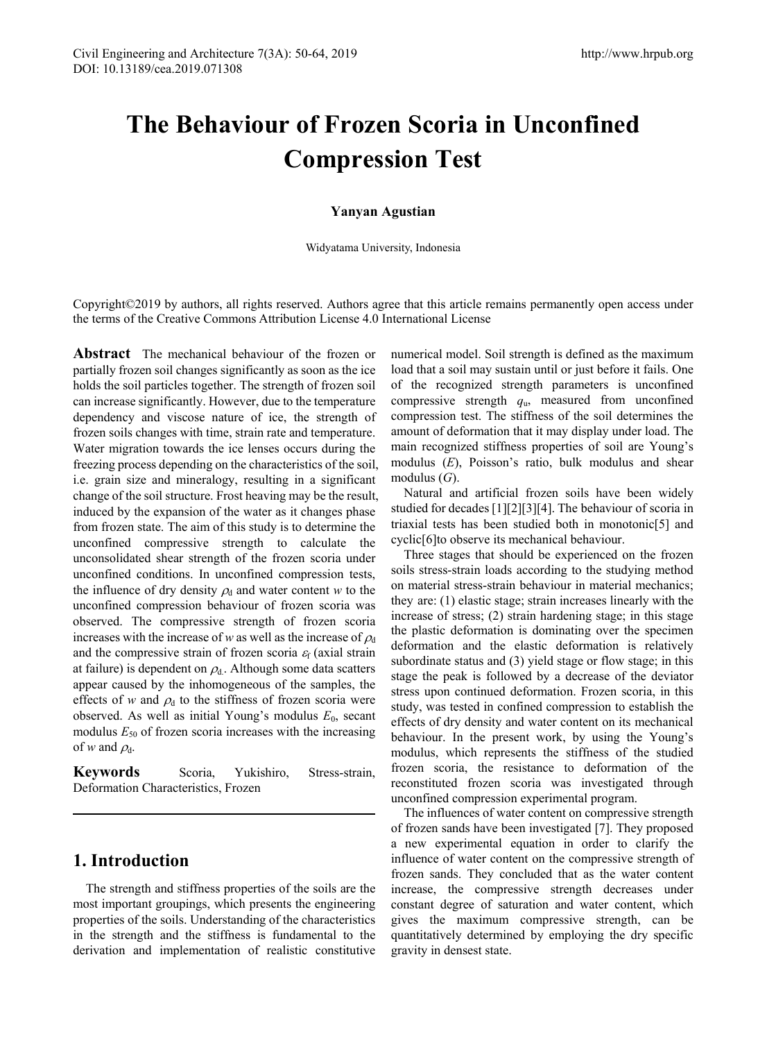# The Behaviour of Frozen Scoria in Unconfined Compression Test

**Yanyan Agustian**

Widyatama University, Indonesia

Copyright©2019 by authors, all rights reserved. Authors agree that this article remains permanently open access under the terms of the Creative Commons Attribution License 4.0 International License

**Abstract** The mechanical behaviour of the frozen or partially frozen soil changes significantly as soon as the ice holds the soil particles together. The strength of frozen soil can increase significantly. However, due to the temperature dependency and viscose nature of ice, the strength of frozen soils changes with time, strain rate and temperature. Water migration towards the ice lenses occurs during the freezing process depending on the characteristics of the soil, i.e. grain size and mineralogy, resulting in a significant change of the soil structure. Frost heaving may be the result, induced by the expansion of the water as it changes phase from frozen state. The aim of this study is to determine the unconfined compressive strength to calculate the unconsolidated shear strength of the frozen scoria under unconfined conditions. In unconfined compression tests, the influence of dry density $\rho_d$ and water content $w$ to the unconfined compression behaviour of frozen scoria was observed. The compressive strength of frozen scoria increases with the increase of $w$ as well as the increase of $\rho_d$ and the compressive strain of frozen scoria $\varepsilon_f$ (axial strain at failure) is dependent on $\rho_d$. Although some data scatters appear caused by the inhomogeneous of the samples, the effects of $w$ and $\rho_d$ to the stiffness of frozen scoria were observed. As well as initial Young's modulus $E_0$, secant modulus $E_{50}$ of frozen scoria increases with the increasing of $w$ and $\rho_d$.

**Keywords** Scoria, Yukishiro, Stress-strain, Deformation Characteristics, Frozen

## 1. Introduction

The strength and stiffness properties of the soils are the most important groupings, which presents the engineering properties of the soils. Understanding of the characteristics in the strength and the stiffness is fundamental to the derivation and implementation of realistic constitutive numerical model. Soil strength is defined as the maximum load that a soil may sustain until or just before it fails. One of the recognized strength parameters is unconfined compressive strength $q_u$, measured from unconfined compression test. The stiffness of the soil determines the amount of deformation that it may display under load. The main recognized stiffness properties of soil are Young's modulus ($E$), Poisson's ratio, bulk modulus and shear modulus ($G$).

Natural and artificial frozen soils have been widely studied for decades [1][2][3][4]. The behaviour of scoria in triaxial tests has been studied both in monotonic[5] and cyclic[6]to observe its mechanical behaviour.

Three stages that should be experienced on the frozen soils stress-strain loads according to the studying method on material stress-strain behaviour in material mechanics; they are: (1) elastic stage; strain increases linearly with the increase of stress; (2) strain hardening stage; in this stage the plastic deformation is dominating over the specimen deformation and the elastic deformation is relatively subordinate status and (3) yield stage or flow stage; in this stage the peak is followed by a decrease of the deviator stress upon continued deformation. Frozen scoria, in this study, was tested in confined compression to establish the effects of dry density and water content on its mechanical behaviour. In the present work, by using the Young's modulus, which represents the stiffness of the studied frozen scoria, the resistance to deformation of the reconstituted frozen scoria was investigated through unconfined compression experimental program.

The influences of water content on compressive strength of frozen sands have been investigated [7]. They proposed a new experimental equation in order to clarify the influence of water content on the compressive strength of frozen sands. They concluded that as the water content increase, the compressive strength decreases under constant degree of saturation and water content, which gives the maximum compressive strength, can be quantitatively determined by employing the dry specific gravity in densest state.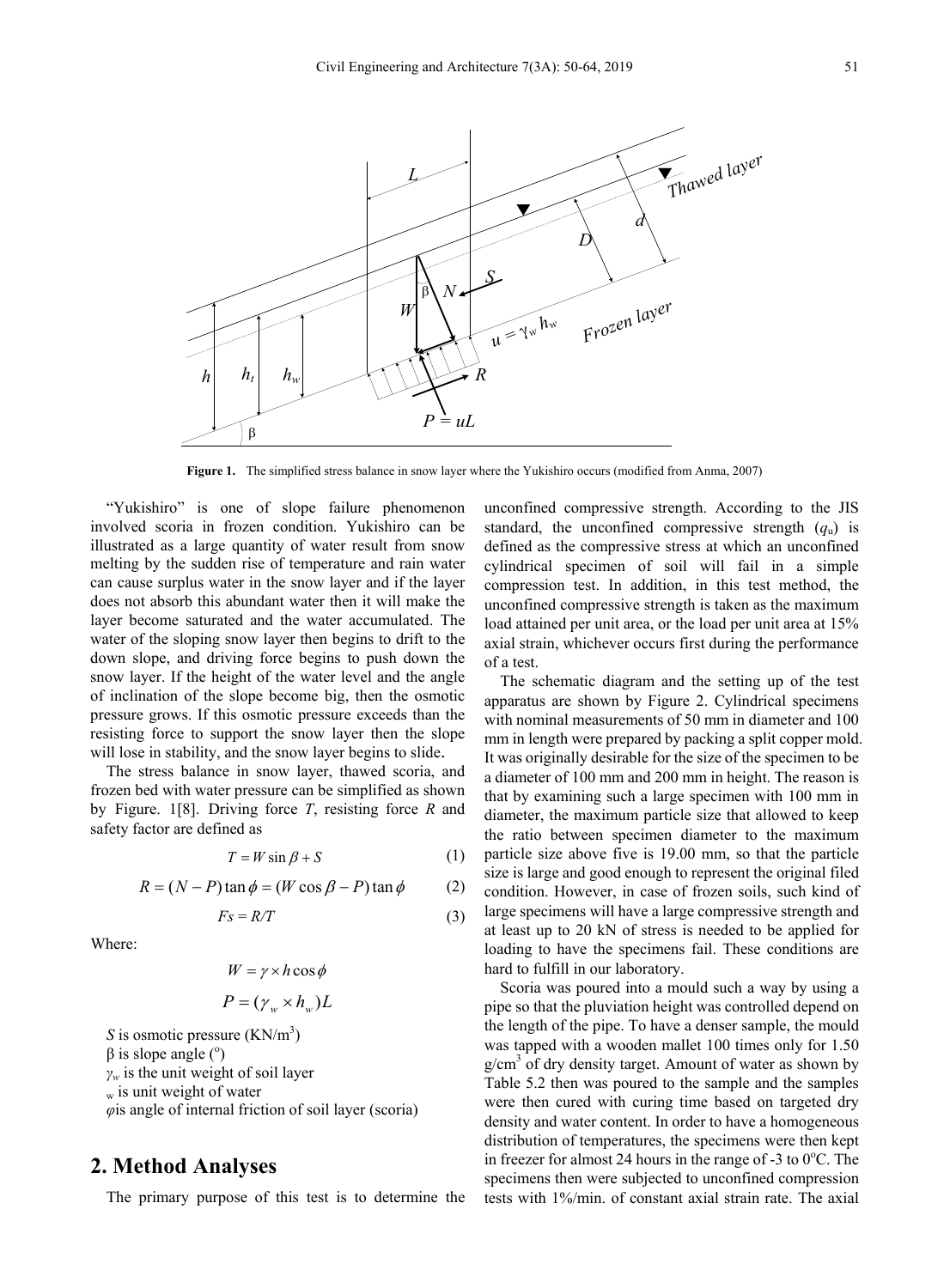Figure 1. The simplified stress balance in snow layer where the Yukishiro occurs (modified from Anma, 2007)

"Yukishiro" is one of slope failure phenomenon involved scoria in frozen condition. Yukishiro can be illustrated as a large quantity of water result from snow melting by the sudden rise of temperature and rain water can cause surplus water in the snow layer and if the layer does not absorb this abundant water then it will make the layer become saturated and the water accumulated. The water of the sloping snow layer then begins to drift to the down slope, and driving force begins to push down the snow layer. If the height of the water level and the angle of inclination of the slope become big, then the osmotic pressure grows. If this osmotic pressure exceeds than the resisting force to support the snow layer then the slope will lose in stability, and the snow layer begins to slide.

The stress balance in snow layer, thawed scoria, and frozen bed with water pressure can be simplified as shown by Figure. 1[8]. Driving force $T$, resisting force $R$ and safety factor are defined as

$$T = W \sin \beta + S \tag{1}$$

$$R = (N - P)\tan \phi = (W \cos \beta - P)\tan \phi \tag{2}$$

$$Fs = R/T \tag{3}$$

Where:

$$W = \gamma \times h \cos \phi$$

$$P = (\gamma_w \times h_w)L$$

$S$ is osmotic pressure (KN/m$^3$)
β is slope angle (°)
$\gamma_w$ is the unit weight of soil layer
$_w$ is unit weight of water
$\varphi$is angle of internal friction of soil layer (scoria)

## 2. Method Analyses

The primary purpose of this test is to determine the unconfined compressive strength. According to the JIS standard, the unconfined compressive strength ($q_u$) is defined as the compressive stress at which an unconfined cylindrical specimen of soil will fail in a simple compression test. In addition, in this test method, the unconfined compressive strength is taken as the maximum load attained per unit area, or the load per unit area at 15% axial strain, whichever occurs first during the performance of a test.

The schematic diagram and the setting up of the test apparatus are shown by Figure 2. Cylindrical specimens with nominal measurements of 50 mm in diameter and 100 mm in length were prepared by packing a split copper mold. It was originally desirable for the size of the specimen to be a diameter of 100 mm and 200 mm in height. The reason is that by examining such a large specimen with 100 mm in diameter, the maximum particle size that allowed to keep the ratio between specimen diameter to the maximum particle size above five is 19.00 mm, so that the particle size is large and good enough to represent the original filed condition. However, in case of frozen soils, such kind of large specimens will have a large compressive strength and at least up to 20 kN of stress is needed to be applied for loading to have the specimens fail. These conditions are hard to fulfill in our laboratory.

Scoria was poured into a mould such a way by using a pipe so that the pluviation height was controlled depend on the length of the pipe. To have a denser sample, the mould was tapped with a wooden mallet 100 times only for 1.50 g/cm$^3$ of dry density target. Amount of water as shown by Table 5.2 then was poured to the sample and the samples were then cured with curing time based on targeted dry density and water content. In order to have a homogeneous distribution of temperatures, the specimens were then kept in freezer for almost 24 hours in the range of -3 to 0°C. The specimens then were subjected to unconfined compression tests with 1%/min. of constant axial strain rate. The axial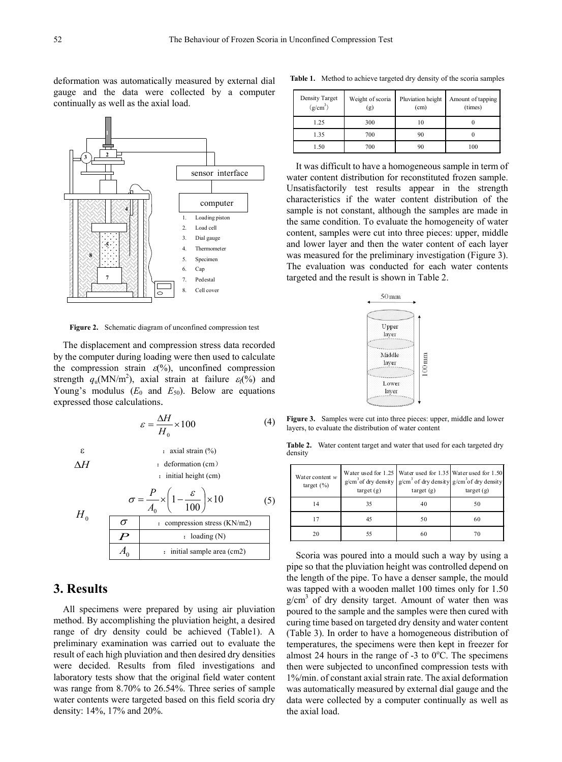deformation was automatically measured by external dial gauge and the data were collected by a computer continually as well as the axial load.

Figure 2. Schematic diagram of unconfined compression test

The displacement and compression stress data recorded by the computer during loading were then used to calculate the compression strain $\varepsilon$(%), unconfined compression strength $q_u$(MN/m²), axial strain at failure $\varepsilon_f$(%) and Young's modulus ($E_0$ and $E_{50}$). Below are equations expressed those calculations.

$$\varepsilon = \frac{\Delta H}{H_0} \times 100 \tag{4}$$

$\varepsilon$ : axial strain (%)

$\Delta H$ : deformation (cm)

$H_0$ : initial height (cm)

$$\sigma = \frac{P}{A_0} \times \left(1 - \frac{\varepsilon}{100}\right) \times 10 \tag{5}$$

| | |
|---|---|
| $\sigma$ | : compression stress (KN/m2) |
| $P$ | : loading (N) |
| $A_0$ | : initial sample area (cm2) |

## 3. Results

All specimens were prepared by using air pluviation method. By accomplishing the pluviation height, a desired range of dry density could be achieved (Table1). A preliminary examination was carried out to evaluate the result of each high pluviation and then desired dry densities were decided. Results from filed investigations and laboratory tests show that the original field water content was range from 8.70% to 26.54%. Three series of sample water contents were targeted based on this field scoria dry density: 14%, 17% and 20%.

**Table 1.** Method to achieve targeted dry density of the scoria samples

| Density Target (g/cm³) | Weight of scoria (g) | Pluviation height (cm) | Amount of tapping (times) |
|---|---|---|---|
| 1.25 | 300 | 10 | 0 |
| 1.35 | 700 | 90 | 0 |
| 1.50 | 700 | 90 | 100 |

It was difficult to have a homogeneous sample in term of water content distribution for reconstituted frozen sample. Unsatisfactorily test results appear in the strength characteristics if the water content distribution of the sample is not constant, although the samples are made in the same condition. To evaluate the homogeneity of water content, samples were cut into three pieces: upper, middle and lower layer and then the water content of each layer was measured for the preliminary investigation (Figure 3). The evaluation was conducted for each water contents targeted and the result is shown in Table 2.

Figure 3. Samples were cut into three pieces: upper, middle and lower layers, to evaluate the distribution of water content

**Table 2.** Water content target and water that used for each targeted dry density

| Water content $w$ target (%) | Water used for 1.25 g/cm³ of dry density target (g) | Water used for 1.35 g/cm³ of dry density target (g) | Water used for 1.50 g/cm³ of dry density target (g) |
|---|---|---|---|
| 14 | 35 | 40 | 50 |
| 17 | 45 | 50 | 60 |
| 20 | 55 | 60 | 70 |

Scoria was poured into a mould such a way by using a pipe so that the pluviation height was controlled depend on the length of the pipe. To have a denser sample, the mould was tapped with a wooden mallet 100 times only for 1.50 g/cm³ of dry density target. Amount of water then was poured to the sample and the samples were then cured with curing time based on targeted dry density and water content (Table 3). In order to have a homogeneous distribution of temperatures, the specimens were then kept in freezer for almost 24 hours in the range of -3 to 0°C. The specimens then were subjected to unconfined compression tests with 1%/min. of constant axial strain rate. The axial deformation was automatically measured by external dial gauge and the data were collected by a computer continually as well as the axial load.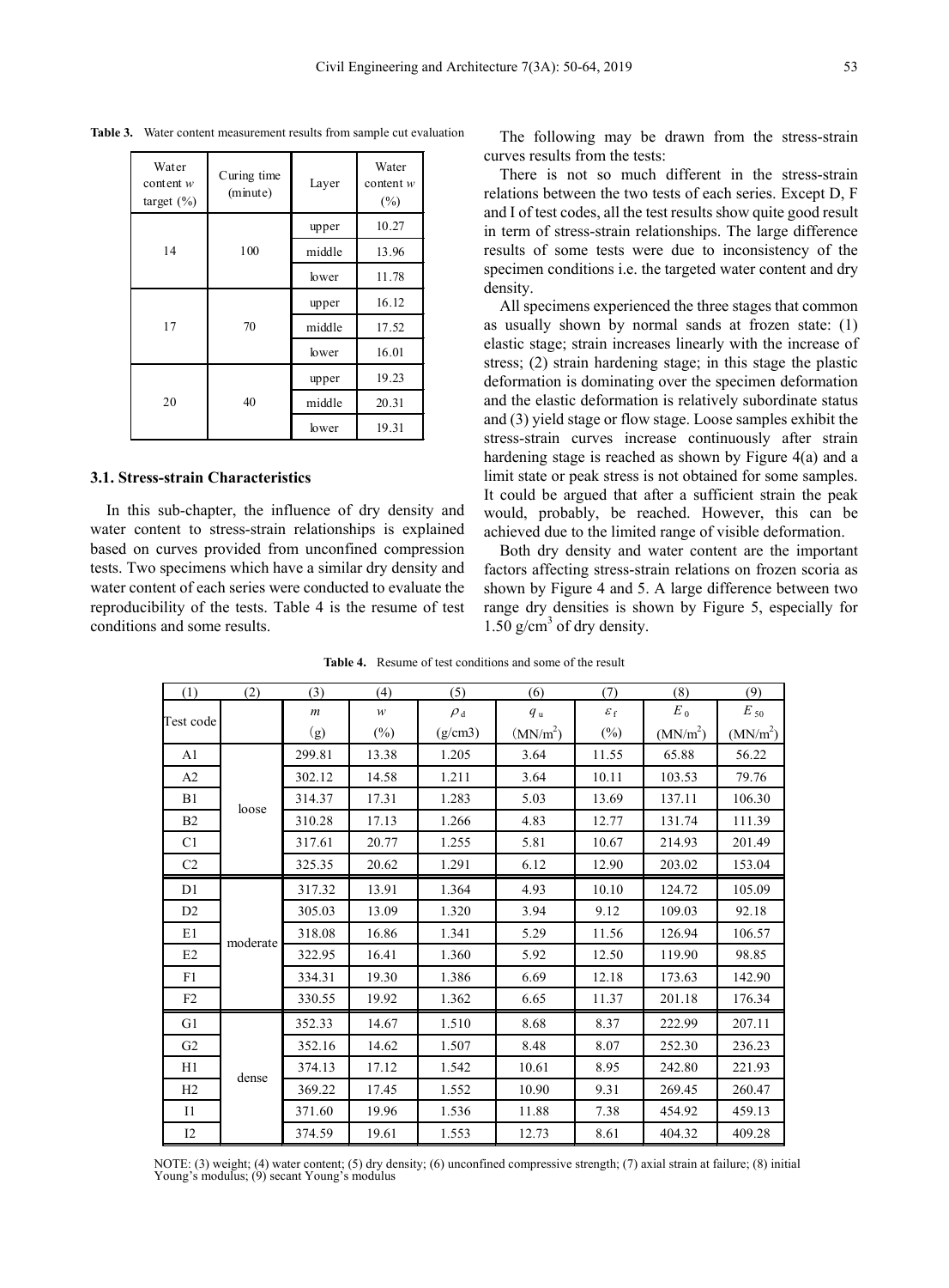**Table 3.** Water content measurement results from sample cut evaluation

| Water content $w$ target (%) | Curing time (minute) | Layer | Water content $w$ (%) |
|---|---|---|---|
| 14 | 100 | upper | 10.27 |
| | | middle | 13.96 |
| | | lower | 11.78 |
| 17 | 70 | upper | 16.12 |
| | | middle | 17.52 |
| | | lower | 16.01 |
| 20 | 40 | upper | 19.23 |
| | | middle | 20.31 |
| | | lower | 19.31 |

### 3.1. Stress-strain Characteristics

In this sub-chapter, the influence of dry density and water content to stress-strain relationships is explained based on curves provided from unconfined compression tests. Two specimens which have a similar dry density and water content of each series were conducted to evaluate the reproducibility of the tests. Table 4 is the resume of test conditions and some results.

The following may be drawn from the stress-strain curves results from the tests:

There is not so much different in the stress-strain relations between the two tests of each series. Except D, F and I of test codes, all the test results show quite good result in term of stress-strain relationships. The large difference results of some tests were due to inconsistency of the specimen conditions i.e. the targeted water content and dry density.

All specimens experienced the three stages that common as usually shown by normal sands at frozen state: (1) elastic stage; strain increases linearly with the increase of stress; (2) strain hardening stage; in this stage the plastic deformation is dominating over the specimen deformation and the elastic deformation is relatively subordinate status and (3) yield stage or flow stage. Loose samples exhibit the stress-strain curves increase continuously after strain hardening stage is reached as shown by Figure 4(a) and a limit state or peak stress is not obtained for some samples. It could be argued that after a sufficient strain the peak would, probably, be reached. However, this can be achieved due to the limited range of visible deformation.

Both dry density and water content are the important factors affecting stress-strain relations on frozen scoria as shown by Figure 4 and 5. A large difference between two range dry densities is shown by Figure 5, especially for 1.50 g/cm$^3$ of dry density.

**Table 4.** Resume of test conditions and some of the result

| (1) | (2) | (3) | (4) | (5) | (6) | (7) | (8) | (9) |
|---|---|---|---|---|---|---|---|---|
| Test code | | $m$ (g) | $w$ (%) | $\rho_d$ (g/cm3) | $q_u$ (MN/m$^2$) | $\varepsilon_f$ (%) | $E_0$ (MN/m$^2$) | $E_{50}$ (MN/m$^2$) |
| A1 | loose | 299.81 | 13.38 | 1.205 | 3.64 | 11.55 | 65.88 | 56.22 |
| A2 | | 302.12 | 14.58 | 1.211 | 3.64 | 10.11 | 103.53 | 79.76 |
| B1 | | 314.37 | 17.31 | 1.283 | 5.03 | 13.69 | 137.11 | 106.30 |
| B2 | | 310.28 | 17.13 | 1.266 | 4.83 | 12.77 | 131.74 | 111.39 |
| C1 | | 317.61 | 20.77 | 1.255 | 5.81 | 10.67 | 214.93 | 201.49 |
| C2 | | 325.35 | 20.62 | 1.291 | 6.12 | 12.90 | 203.02 | 153.04 |
| D1 | moderate | 317.32 | 13.91 | 1.364 | 4.93 | 10.10 | 124.72 | 105.09 |
| D2 | | 305.03 | 13.09 | 1.320 | 3.94 | 9.12 | 109.03 | 92.18 |
| E1 | | 318.08 | 16.86 | 1.341 | 5.29 | 11.56 | 126.94 | 106.57 |
| E2 | | 322.95 | 16.41 | 1.360 | 5.92 | 12.50 | 119.90 | 98.85 |
| F1 | | 334.31 | 19.30 | 1.386 | 6.69 | 12.18 | 173.63 | 142.90 |
| F2 | | 330.55 | 19.92 | 1.362 | 6.65 | 11.37 | 201.18 | 176.34 |
| G1 | dense | 352.33 | 14.67 | 1.510 | 8.68 | 8.37 | 222.99 | 207.11 |
| G2 | | 352.16 | 14.62 | 1.507 | 8.48 | 8.07 | 252.30 | 236.23 |
| H1 | | 374.13 | 17.12 | 1.542 | 10.61 | 8.95 | 242.80 | 221.93 |
| H2 | | 369.22 | 17.45 | 1.552 | 10.90 | 9.31 | 269.45 | 260.47 |
| I1 | | 371.60 | 19.96 | 1.536 | 11.88 | 7.38 | 454.92 | 459.13 |
| I2 | | 374.59 | 19.61 | 1.553 | 12.73 | 8.61 | 404.32 | 409.28 |

NOTE: (3) weight; (4) water content; (5) dry density; (6) unconfined compressive strength; (7) axial strain at failure; (8) initial Young's modulus; (9) secant Young's modulus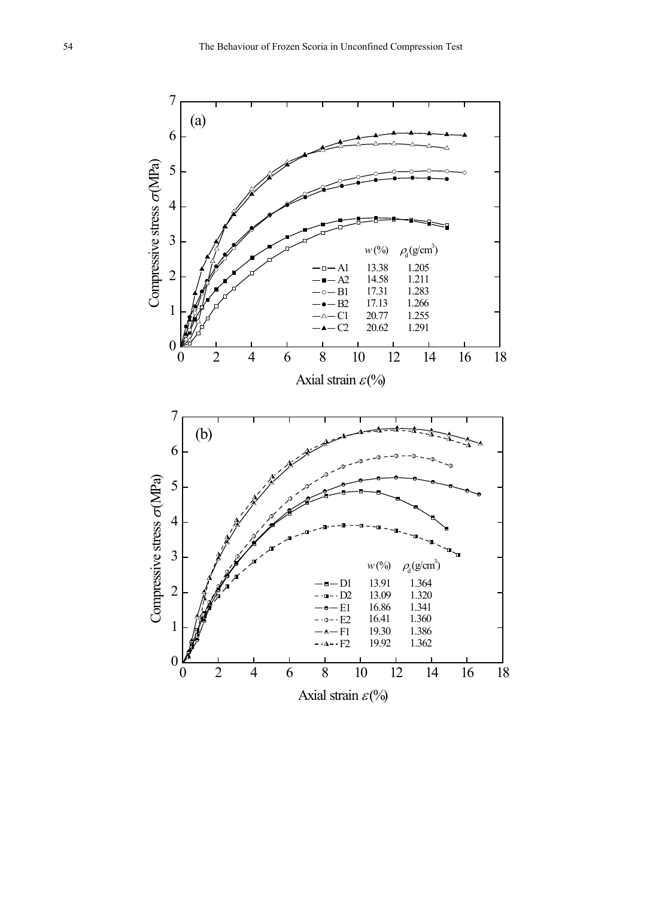(a)

| | $w$ (%) | $\rho_d$ (g/cm$^3$) |
|---|---|---|
| A1 | 13.38 | 1.205 |
| A2 | 14.58 | 1.211 |
| B1 | 17.31 | 1.283 |
| B2 | 17.13 | 1.266 |
| C1 | 20.77 | 1.255 |
| C2 | 20.62 | 1.291 |

Compressive stress $\sigma$(MPa)

Axial strain $\varepsilon$(%)

(b)

| | $w$ (%) | $\rho_d$ (g/cm$^3$) |
|---|---|---|
| D1 | 13.91 | 1.364 |
| D2 | 13.09 | 1.320 |
| E1 | 16.86 | 1.341 |
| E2 | 16.41 | 1.360 |
| F1 | 19.30 | 1.386 |
| F2 | 19.92 | 1.362 |

Compressive stress $\sigma$(MPa)

Axial strain $\varepsilon$(%)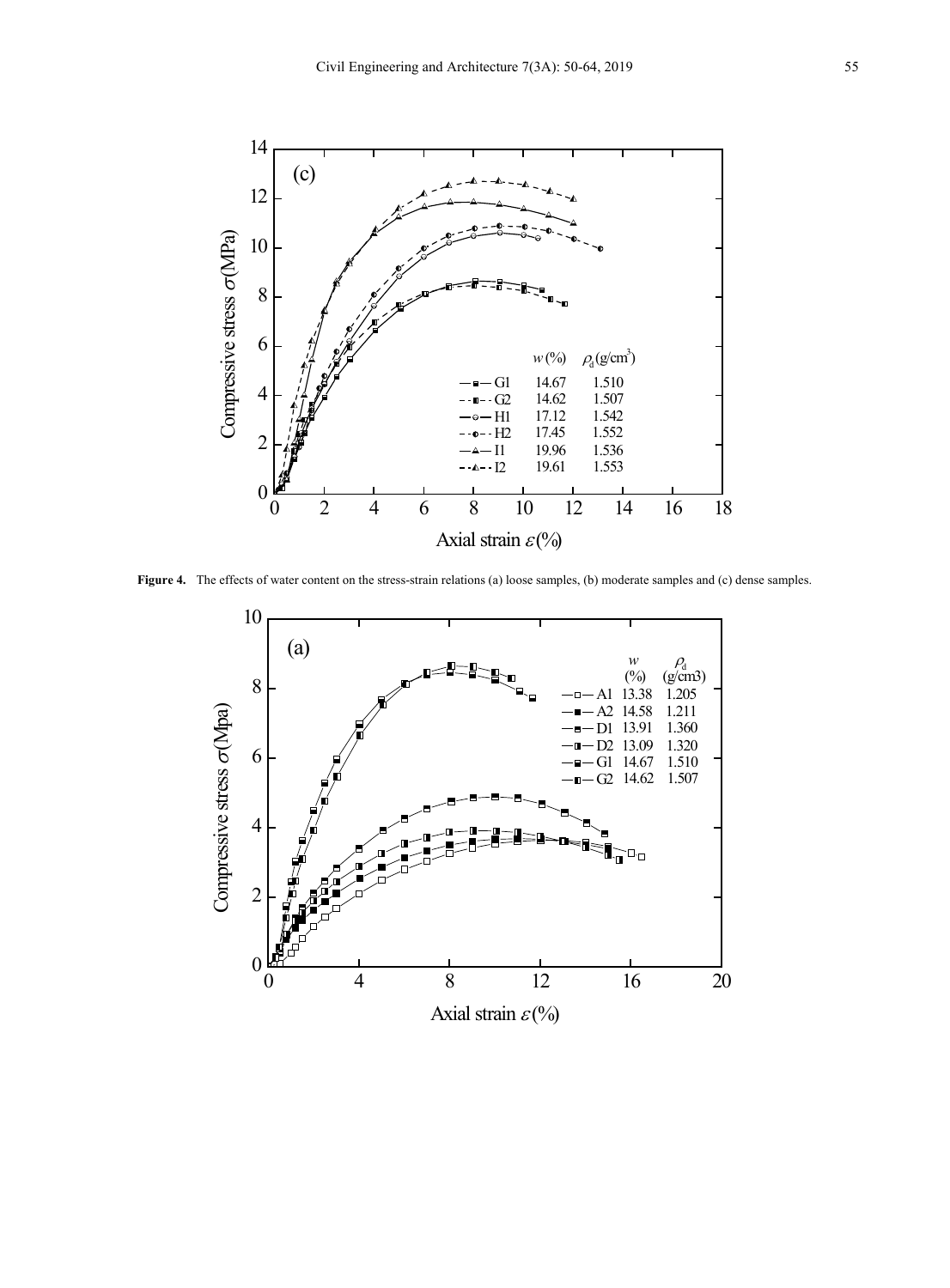**Figure 4.** The effects of water content on the stress-strain relations (a) loose samples, (b) moderate samples and (c) dense samples.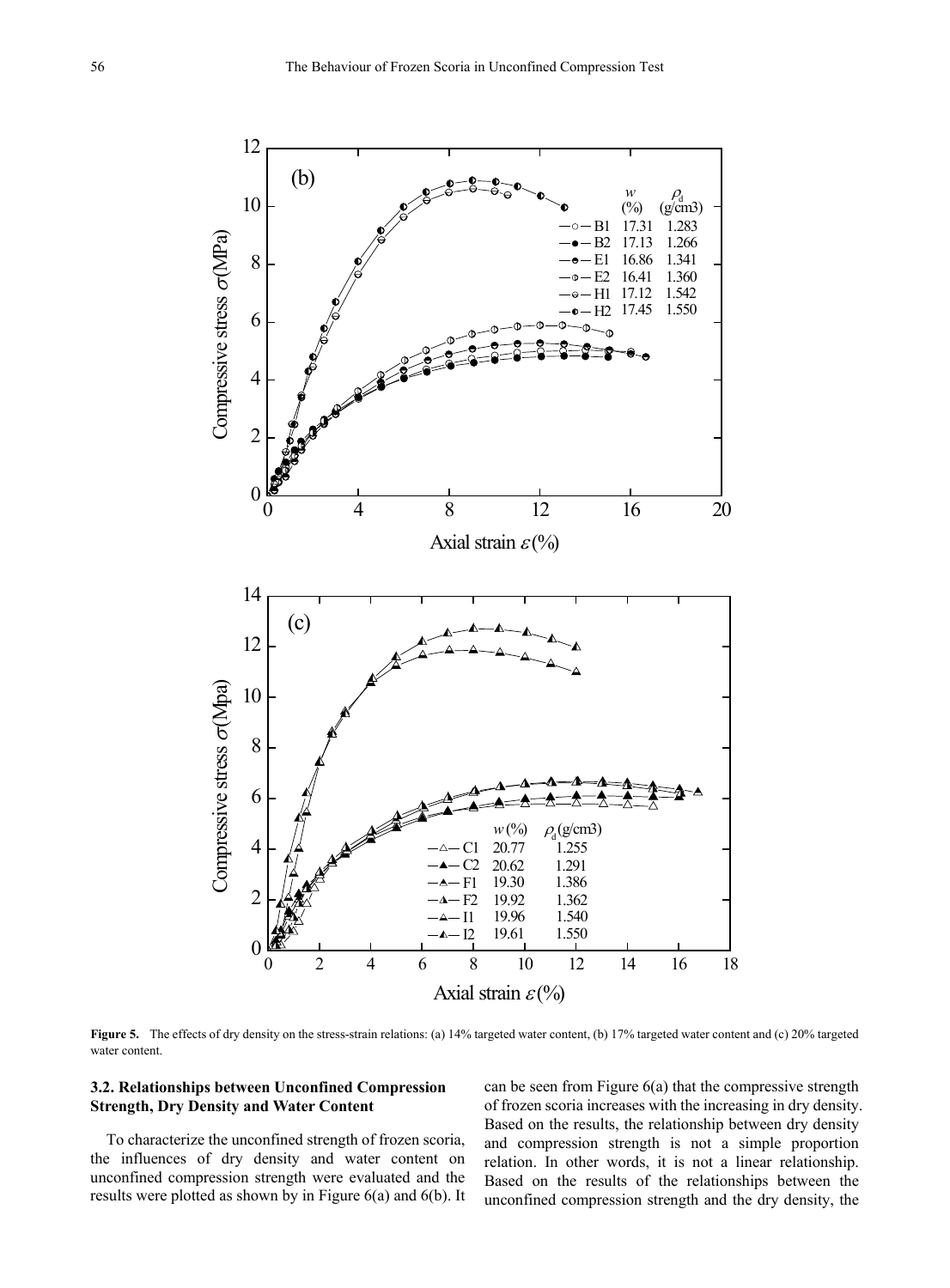**Figure 5.** The effects of dry density on the stress-strain relations: (a) 14% targeted water content, (b) 17% targeted water content and (c) 20% targeted water content.

### 3.2. Relationships between Unconfined Compression Strength, Dry Density and Water Content

To characterize the unconfined strength of frozen scoria, the influences of dry density and water content on unconfined compression strength were evaluated and the results were plotted as shown by in Figure 6(a) and 6(b). It can be seen from Figure 6(a) that the compressive strength of frozen scoria increases with the increasing in dry density. Based on the results, the relationship between dry density and compression strength is not a simple proportion relation. In other words, it is not a linear relationship. Based on the results of the relationships between the unconfined compression strength and the dry density, the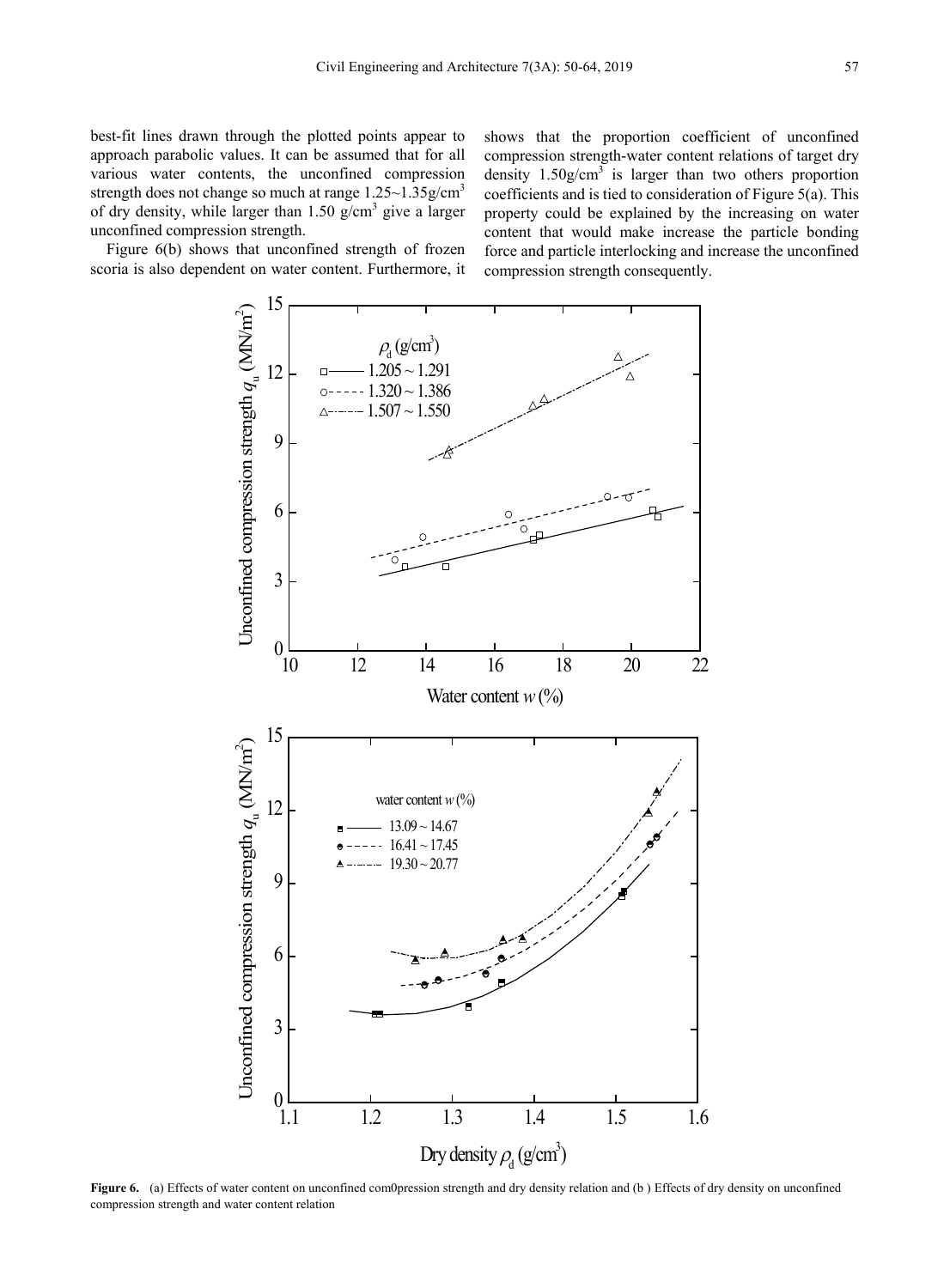best-fit lines drawn through the plotted points appear to approach parabolic values. It can be assumed that for all various water contents, the unconfined compression strength does not change so much at range 1.25~1.35g/cm$^3$ of dry density, while larger than 1.50 g/cm$^3$ give a larger unconfined compression strength.

Figure 6(b) shows that unconfined strength of frozen scoria is also dependent on water content. Furthermore, it shows that the proportion coefficient of unconfined compression strength-water content relations of target dry density 1.50g/cm$^3$ is larger than two others proportion coefficients and is tied to consideration of Figure 5(a). This property could be explained by the increasing on water content that would make increase the particle bonding force and particle interlocking and increase the unconfined compression strength consequently.

**Figure 6.** (a) Effects of water content on unconfined com0pression strength and dry density relation and (b ) Effects of dry density on unconfined compression strength and water content relation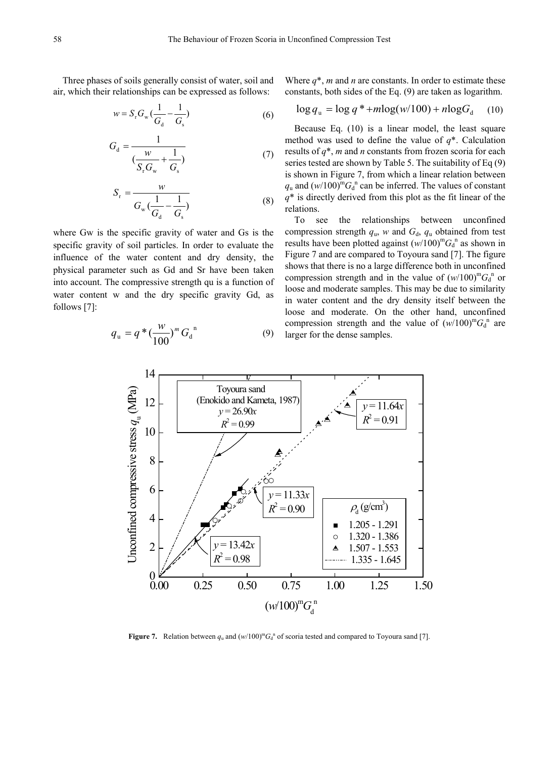Three phases of soils generally consist of water, soil and air, which their relationships can be expressed as follows:

$$w = S_r G_w \left(\frac{1}{G_d} - \frac{1}{G_s}\right) \tag{6}$$

$$G_d = \frac{1}{\left(\frac{w}{S_r G_w} + \frac{1}{G_s}\right)} \tag{7}$$

$$S_r = \frac{w}{G_w \left(\frac{1}{G_d} - \frac{1}{G_s}\right)} \tag{8}$$

where Gw is the specific gravity of water and Gs is the specific gravity of soil particles. In order to evaluate the influence of the water content and dry density, the physical parameter such as Gd and Sr have been taken into account. The compressive strength qu is a function of water content w and the dry specific gravity Gd, as follows [7]:

$$q_u = q^* \left(\frac{w}{100}\right)^m G_d^{\,n} \tag{9}$$

Where $q^*$, $m$ and $n$ are constants. In order to estimate these constants, both sides of the Eq. (9) are taken as logarithm.

$$\log q_u = \log q^* + m\log(w/100) + n\log G_d \tag{10}$$

Because Eq. (10) is a linear model, the least square method was used to define the value of $q^*$. Calculation results of $q^*$, $m$ and $n$ constants from frozen scoria for each series tested are shown by Table 5. The suitability of Eq (9) is shown in Figure 7, from which a linear relation between $q_u$ and $(w/100)^m G_d^{\,n}$ can be inferred. The values of constant $q^*$ is directly derived from this plot as the fit linear of the relations.

To see the relationships between unconfined compression strength $q_u$, $w$ and $G_d$, $q_u$ obtained from test results have been plotted against $(w/100)^m G_d^{\,n}$ as shown in Figure 7 and are compared to Toyoura sand [7]. The figure shows that there is no a large difference both in unconfined compression strength and in the value of $(w/100)^m G_d^{\,n}$ or loose and moderate samples. This may be due to similarity in water content and the dry density itself between the loose and moderate. On the other hand, unconfined compression strength and the value of $(w/100)^m G_d^{\,n}$ are larger for the dense samples.

**Figure 7.** Relation between $q_u$ and $(w/100)^m G_d^{\,n}$ of scoria tested and compared to Toyoura sand [7].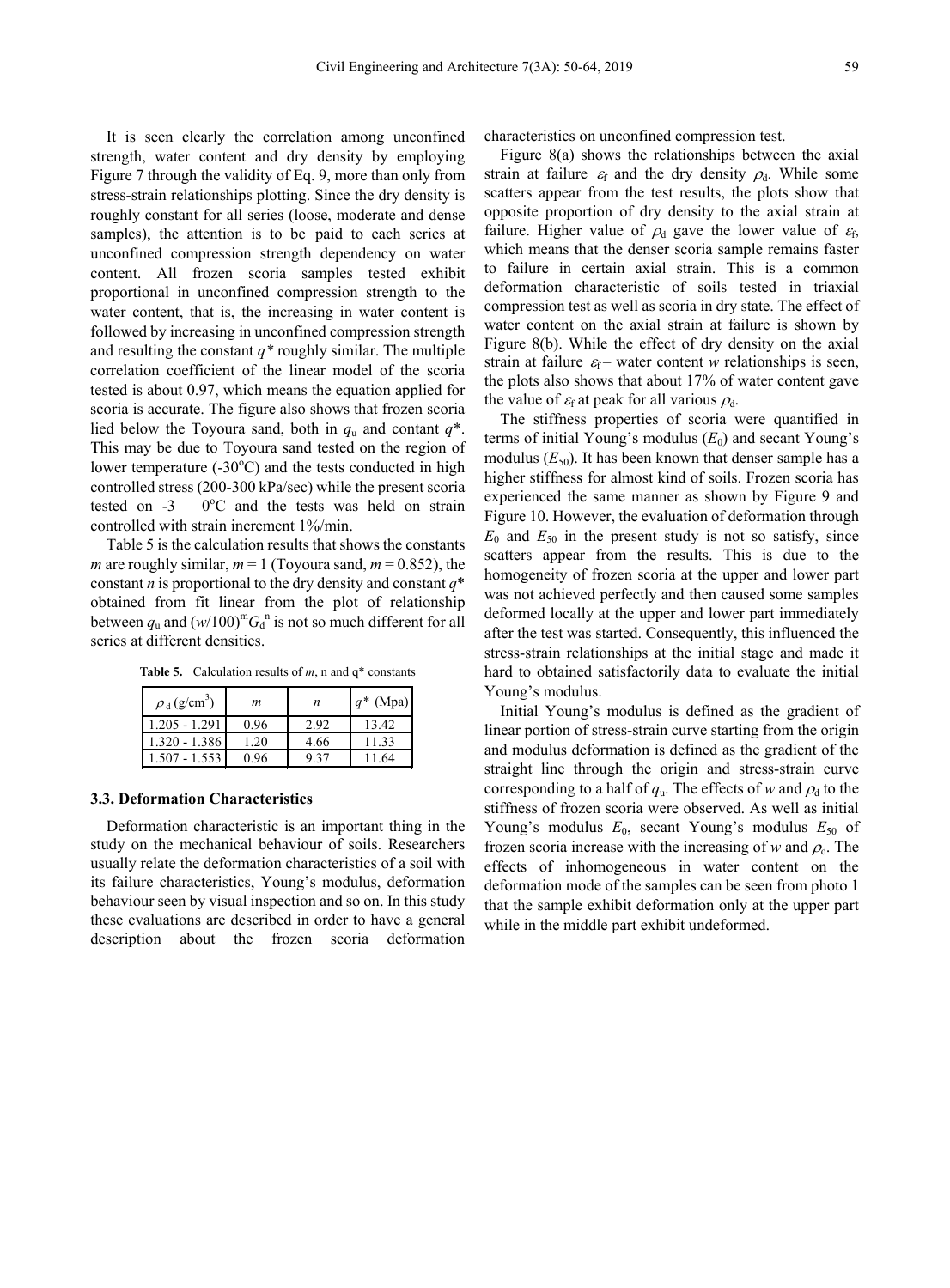It is seen clearly the correlation among unconfined strength, water content and dry density by employing Figure 7 through the validity of Eq. 9, more than only from stress-strain relationships plotting. Since the dry density is roughly constant for all series (loose, moderate and dense samples), the attention is to be paid to each series at unconfined compression strength dependency on water content. All frozen scoria samples tested exhibit proportional in unconfined compression strength to the water content, that is, the increasing in water content is followed by increasing in unconfined compression strength and resulting the constant $q^*$ roughly similar. The multiple correlation coefficient of the linear model of the scoria tested is about 0.97, which means the equation applied for scoria is accurate. The figure also shows that frozen scoria lied below the Toyoura sand, both in $q_u$ and contant $q^*$. This may be due to Toyoura sand tested on the region of lower temperature (-30$^o$C) and the tests conducted in high controlled stress (200-300 kPa/sec) while the present scoria tested on -3 – 0$^o$C and the tests was held on strain controlled with strain increment 1%/min.

Table 5 is the calculation results that shows the constants $m$ are roughly similar, $m = 1$ (Toyoura sand, $m = 0.852$), the constant $n$ is proportional to the dry density and constant $q^*$ obtained from fit linear from the plot of relationship between $q_u$ and $(w/100)^m G_d^n$ is not so much different for all series at different densities.

**Table 5.** Calculation results of $m$, n and q* constants

| $\rho_d$ (g/cm$^3$) | $m$ | $n$ | $q^*$ (Mpa) |
|---|---|---|---|
| 1.205 - 1.291 | 0.96 | 2.92 | 13.42 |
| 1.320 - 1.386 | 1.20 | 4.66 | 11.33 |
| 1.507 - 1.553 | 0.96 | 9.37 | 11.64 |

### 3.3. Deformation Characteristics

Deformation characteristic is an important thing in the study on the mechanical behaviour of soils. Researchers usually relate the deformation characteristics of a soil with its failure characteristics, Young's modulus, deformation behaviour seen by visual inspection and so on. In this study these evaluations are described in order to have a general description about the frozen scoria deformation characteristics on unconfined compression test.

Figure 8(a) shows the relationships between the axial strain at failure $\varepsilon_f$ and the dry density $\rho_d$. While some scatters appear from the test results, the plots show that opposite proportion of dry density to the axial strain at failure. Higher value of $\rho_d$ gave the lower value of $\varepsilon_f$, which means that the denser scoria sample remains faster to failure in certain axial strain. This is a common deformation characteristic of soils tested in triaxial compression test as well as scoria in dry state. The effect of water content on the axial strain at failure is shown by Figure 8(b). While the effect of dry density on the axial strain at failure $\varepsilon_f$ – water content $w$ relationships is seen, the plots also shows that about 17% of water content gave the value of $\varepsilon_f$ at peak for all various $\rho_d$.

The stiffness properties of scoria were quantified in terms of initial Young's modulus ($E_0$) and secant Young's modulus ($E_{50}$). It has been known that denser sample has a higher stiffness for almost kind of soils. Frozen scoria has experienced the same manner as shown by Figure 9 and Figure 10. However, the evaluation of deformation through $E_0$ and $E_{50}$ in the present study is not so satisfy, since scatters appear from the results. This is due to the homogeneity of frozen scoria at the upper and lower part was not achieved perfectly and then caused some samples deformed locally at the upper and lower part immediately after the test was started. Consequently, this influenced the stress-strain relationships at the initial stage and made it hard to obtained satisfactorily data to evaluate the initial Young's modulus.

Initial Young's modulus is defined as the gradient of linear portion of stress-strain curve starting from the origin and modulus deformation is defined as the gradient of the straight line through the origin and stress-strain curve corresponding to a half of $q_u$. The effects of $w$ and $\rho_d$ to the stiffness of frozen scoria were observed. As well as initial Young's modulus $E_0$, secant Young's modulus $E_{50}$ of frozen scoria increase with the increasing of $w$ and $\rho_d$. The effects of inhomogeneous in water content on the deformation mode of the samples can be seen from photo 1 that the sample exhibit deformation only at the upper part while in the middle part exhibit undeformed.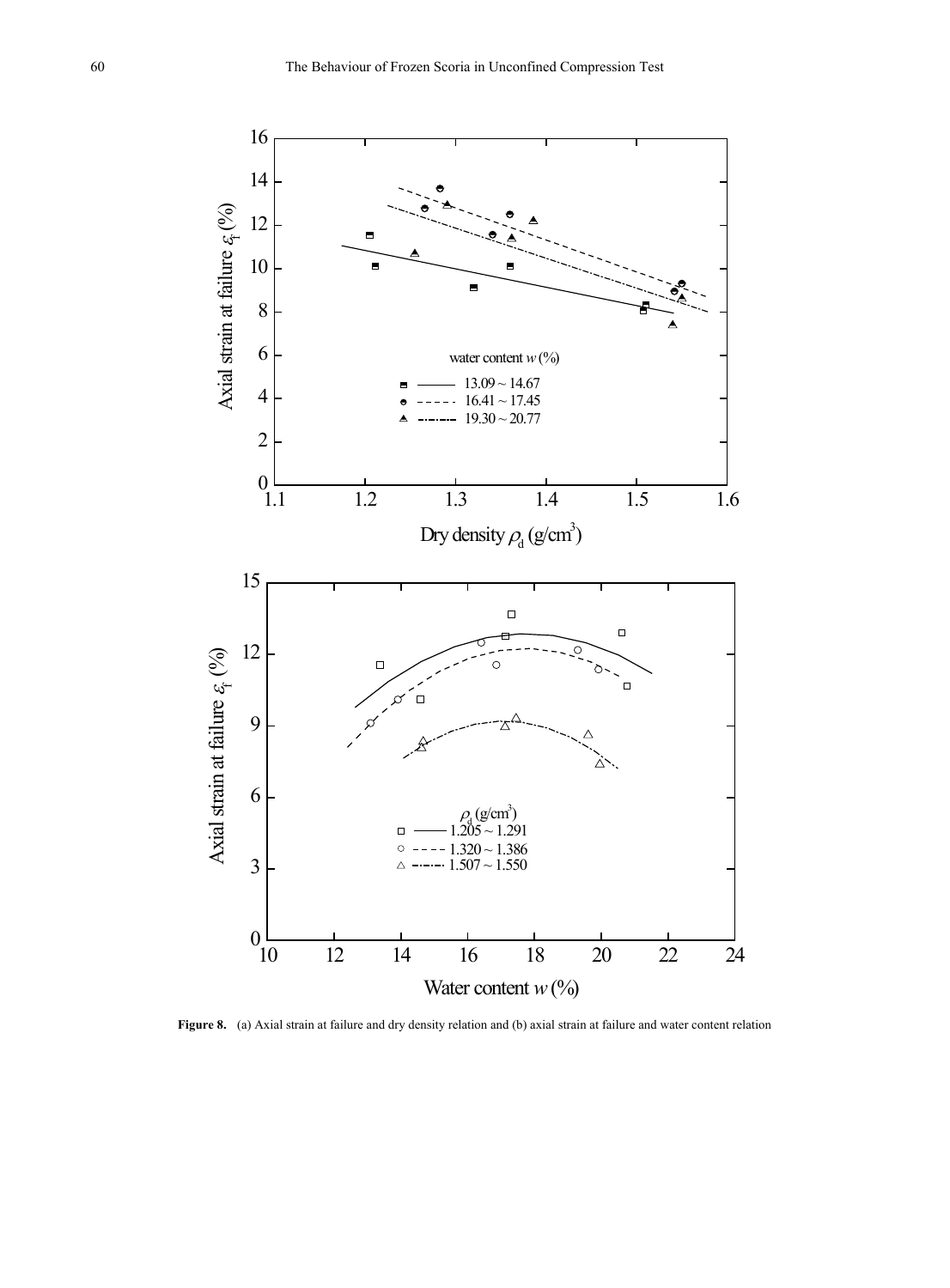**Figure 8.** (a) Axial strain at failure and dry density relation and (b) axial strain at failure and water content relation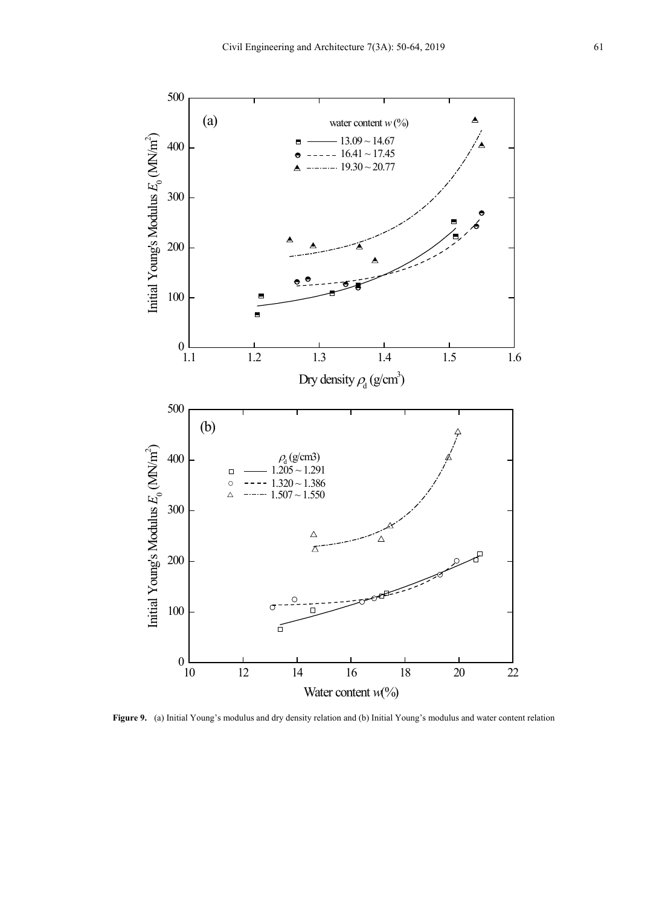**Figure 9.** (a) Initial Young's modulus and dry density relation and (b) Initial Young's modulus and water content relation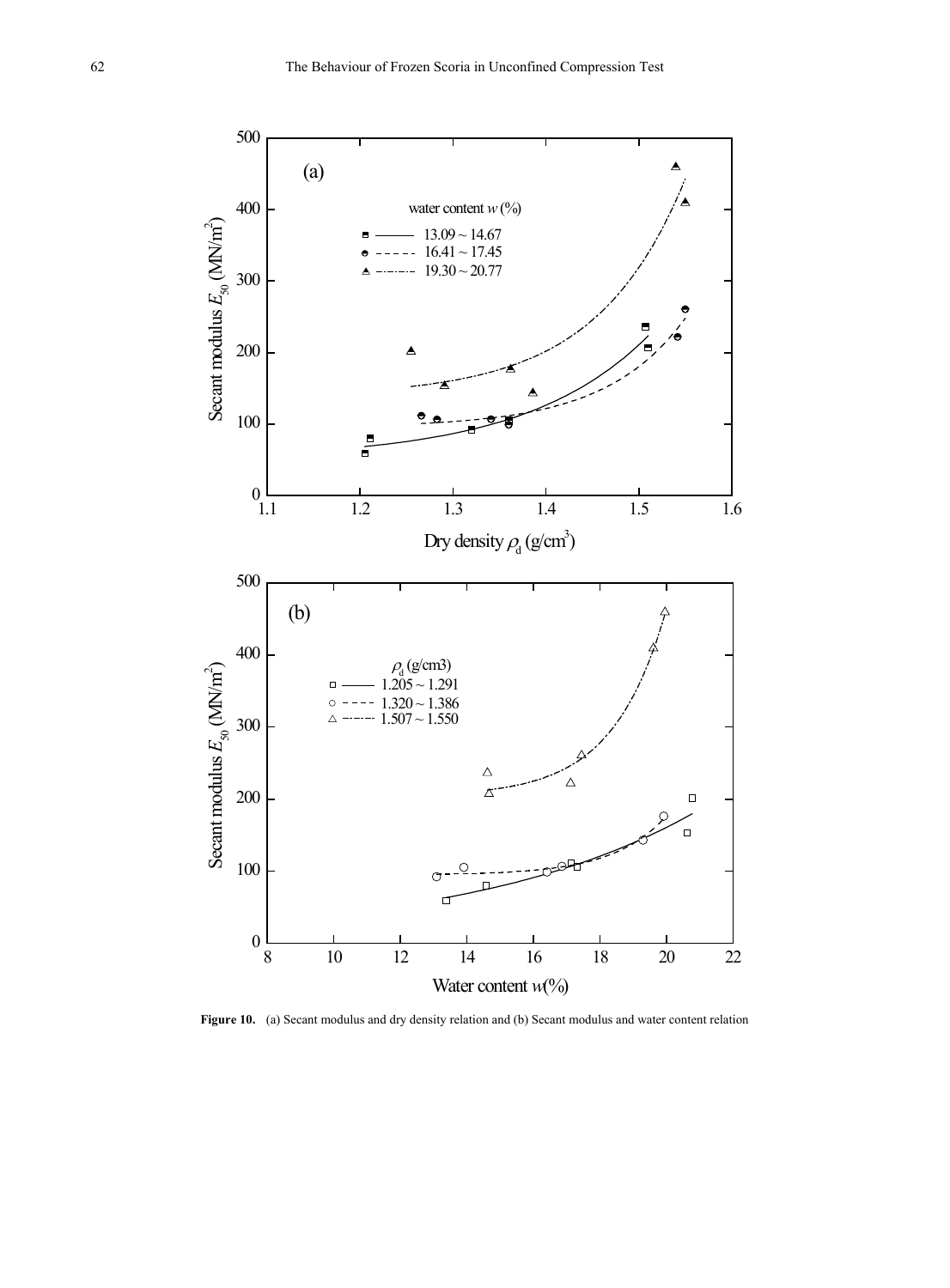**Figure 10.** (a) Secant modulus and dry density relation and (b) Secant modulus and water content relation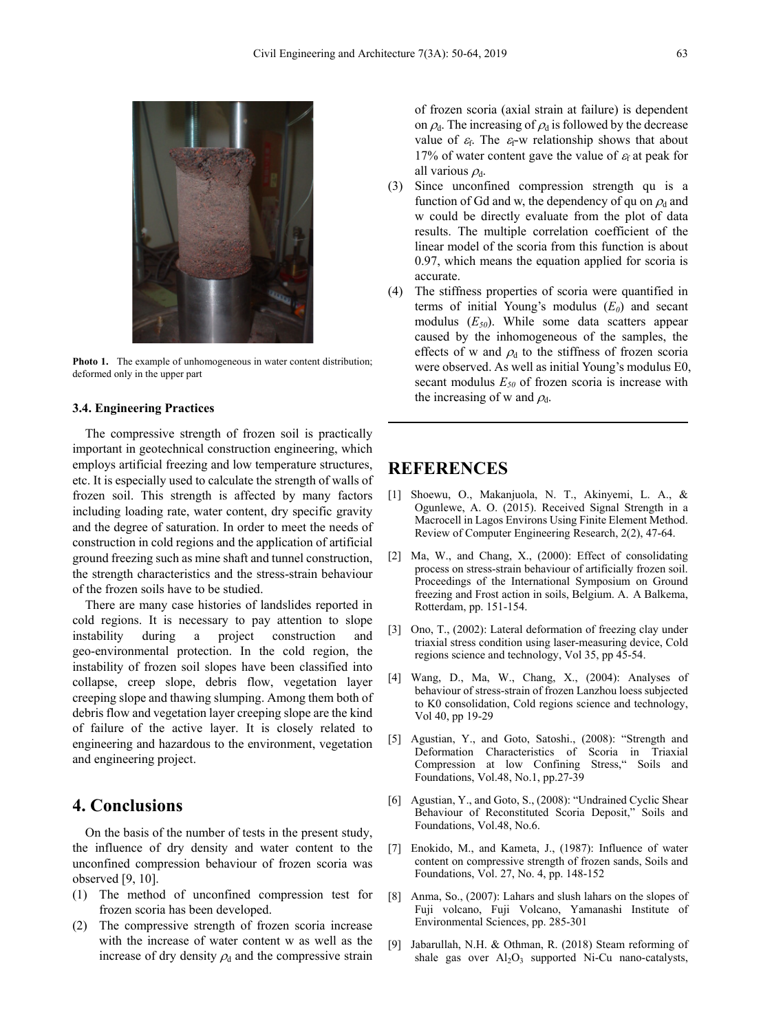**Photo 1.** The example of unhomogeneous in water content distribution; deformed only in the upper part

### 3.4. Engineering Practices

The compressive strength of frozen soil is practically important in geotechnical construction engineering, which employs artificial freezing and low temperature structures, etc. It is especially used to calculate the strength of walls of frozen soil. This strength is affected by many factors including loading rate, water content, dry specific gravity and the degree of saturation. In order to meet the needs of construction in cold regions and the application of artificial ground freezing such as mine shaft and tunnel construction, the strength characteristics and the stress-strain behaviour of the frozen soils have to be studied.

There are many case histories of landslides reported in cold regions. It is necessary to pay attention to slope instability during a project construction and geo-environmental protection. In the cold region, the instability of frozen soil slopes have been classified into collapse, creep slope, debris flow, vegetation layer creeping slope and thawing slumping. Among them both of debris flow and vegetation layer creeping slope are the kind of failure of the active layer. It is closely related to engineering and hazardous to the environment, vegetation and engineering project.

## 4. Conclusions

On the basis of the number of tests in the present study, the influence of dry density and water content to the unconfined compression behaviour of frozen scoria was observed [9, 10].

(1) The method of unconfined compression test for frozen scoria has been developed.
(2) The compressive strength of frozen scoria increase with the increase of water content w as well as the increase of dry density $\rho_d$ and the compressive strain of frozen scoria (axial strain at failure) is dependent on $\rho_d$. The increasing of $\rho_d$ is followed by the decrease value of $\varepsilon_f$. The $\varepsilon_f$-w relationship shows that about 17% of water content gave the value of $\varepsilon_f$ at peak for all various $\rho_d$.
(3) Since unconfined compression strength qu is a function of Gd and w, the dependency of qu on $\rho_d$ and w could be directly evaluate from the plot of data results. The multiple correlation coefficient of the linear model of the scoria from this function is about 0.97, which means the equation applied for scoria is accurate.
(4) The stiffness properties of scoria were quantified in terms of initial Young's modulus ($E_0$) and secant modulus ($E_{50}$). While some data scatters appear caused by the inhomogeneous of the samples, the effects of w and $\rho_d$ to the stiffness of frozen scoria were observed. As well as initial Young's modulus E0, secant modulus $E_{50}$ of frozen scoria is increase with the increasing of w and $\rho_d$.

## REFERENCES

[1] Shoewu, O., Makanjuola, N. T., Akinyemi, L. A., & Ogunlewe, A. O. (2015). Received Signal Strength in a Macrocell in Lagos Environs Using Finite Element Method. Review of Computer Engineering Research, 2(2), 47-64.

[2] Ma, W., and Chang, X., (2000): Effect of consolidating process on stress-strain behaviour of artificially frozen soil. Proceedings of the International Symposium on Ground freezing and Frost action in soils, Belgium. A. A Balkema, Rotterdam, pp. 151-154.

[3] Ono, T., (2002): Lateral deformation of freezing clay under triaxial stress condition using laser-measuring device, Cold regions science and technology, Vol 35, pp 45-54.

[4] Wang, D., Ma, W., Chang, X., (2004): Analyses of behaviour of stress-strain of frozen Lanzhou loess subjected to K0 consolidation, Cold regions science and technology, Vol 40, pp 19-29

[5] Agustian, Y., and Goto, Satoshi., (2008): "Strength and Deformation Characteristics of Scoria in Triaxial Compression at low Confining Stress," Soils and Foundations, Vol.48, No.1, pp.27-39

[6] Agustian, Y., and Goto, S., (2008): "Undrained Cyclic Shear Behaviour of Reconstituted Scoria Deposit," Soils and Foundations, Vol.48, No.6.

[7] Enokido, M., and Kameta, J., (1987): Influence of water content on compressive strength of frozen sands, Soils and Foundations, Vol. 27, No. 4, pp. 148-152

[8] Anma, So., (2007): Lahars and slush lahars on the slopes of Fuji volcano, Fuji Volcano, Yamanashi Institute of Environmental Sciences, pp. 285-301

[9] Jabarullah, N.H. & Othman, R. (2018) Steam reforming of shale gas over $Al_2O_3$ supported Ni-Cu nano-catalysts,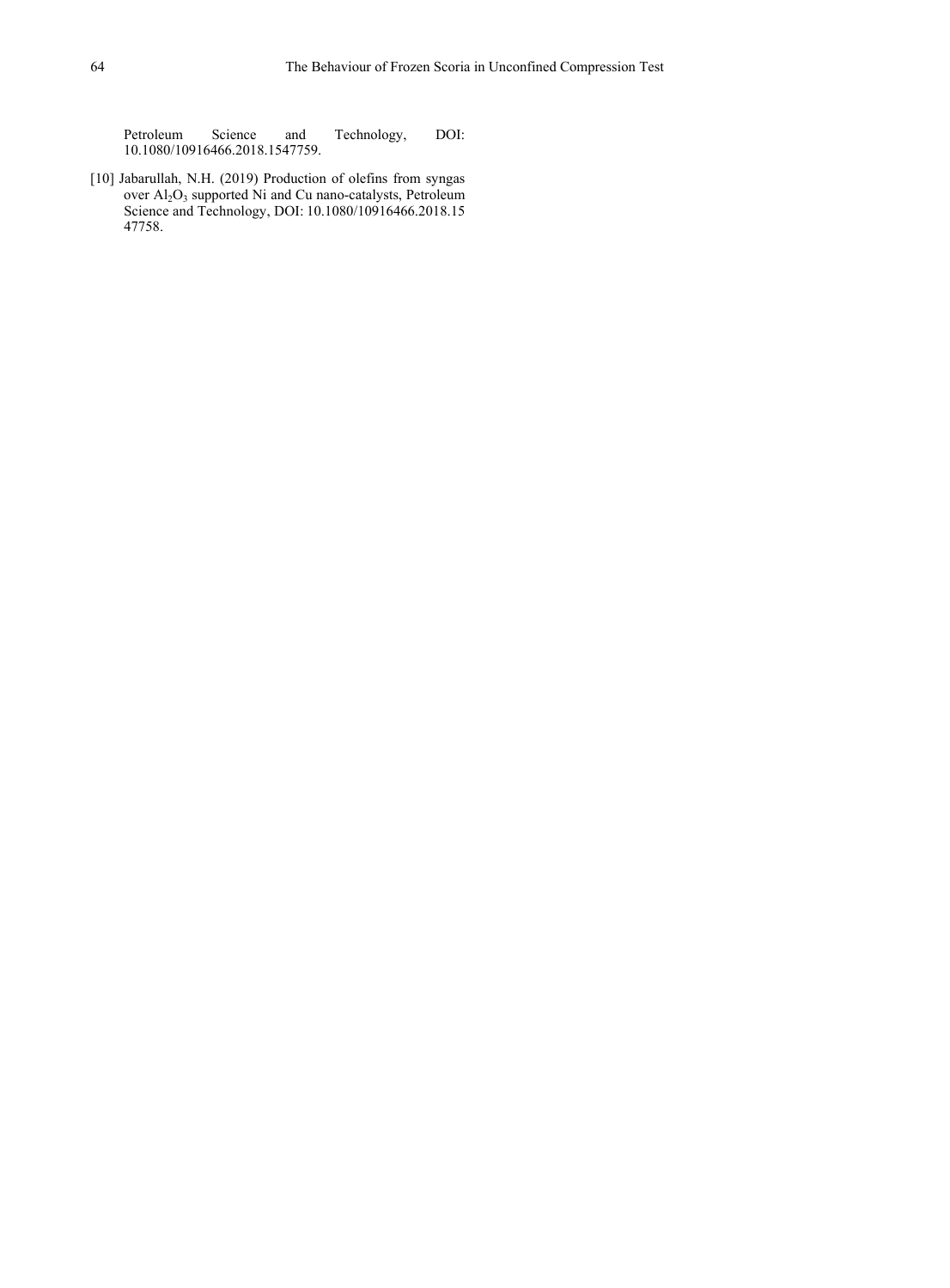Petroleum Science and Technology, DOI: 10.1080/10916466.2018.1547759.

[10] Jabarullah, N.H. (2019) Production of olefins from syngas over $Al_2O_3$ supported Ni and Cu nano-catalysts, Petroleum Science and Technology, DOI: 10.1080/10916466.2018.1547758.